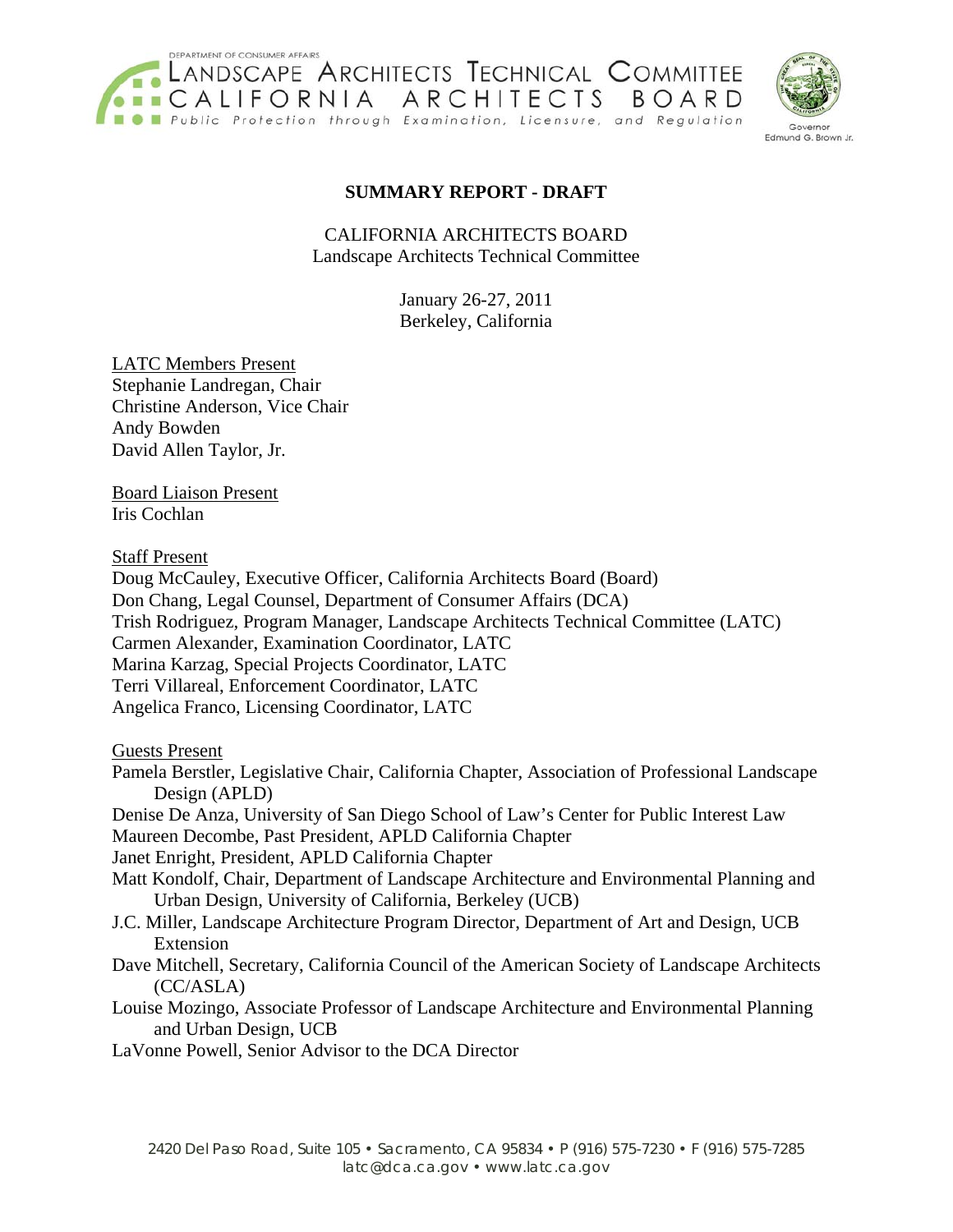DEPARTMENT OF CONSUMER AFFAIRS
LANDSCAPE ARCHITECTS TECHNICAL COMMITTEE
CALIFORNIA ARCHITECTS BOARD
Public Protection through Examination, Licensure, and Regulation

Governor
Edmund G. Brown Jr.

# SUMMARY REPORT - DRAFT

CALIFORNIA ARCHITECTS BOARD
Landscape Architects Technical Committee

January 26-27, 2011
Berkeley, California

LATC Members Present
Stephanie Landregan, Chair
Christine Anderson, Vice Chair
Andy Bowden
David Allen Taylor, Jr.

Board Liaison Present
Iris Cochlan

Staff Present
Doug McCauley, Executive Officer, California Architects Board (Board)
Don Chang, Legal Counsel, Department of Consumer Affairs (DCA)
Trish Rodriguez, Program Manager, Landscape Architects Technical Committee (LATC)
Carmen Alexander, Examination Coordinator, LATC
Marina Karzag, Special Projects Coordinator, LATC
Terri Villareal, Enforcement Coordinator, LATC
Angelica Franco, Licensing Coordinator, LATC

Guests Present
Pamela Berstler, Legislative Chair, California Chapter, Association of Professional Landscape Design (APLD)
Denise De Anza, University of San Diego School of Law's Center for Public Interest Law
Maureen Decombe, Past President, APLD California Chapter
Janet Enright, President, APLD California Chapter
Matt Kondolf, Chair, Department of Landscape Architecture and Environmental Planning and Urban Design, University of California, Berkeley (UCB)
J.C. Miller, Landscape Architecture Program Director, Department of Art and Design, UCB Extension
Dave Mitchell, Secretary, California Council of the American Society of Landscape Architects (CC/ASLA)
Louise Mozingo, Associate Professor of Landscape Architecture and Environmental Planning and Urban Design, UCB
LaVonne Powell, Senior Advisor to the DCA Director

2420 Del Paso Road, Suite 105 • Sacramento, CA 95834 • P (916) 575-7230 • F (916) 575-7285
latc@dca.ca.gov • www.latc.ca.gov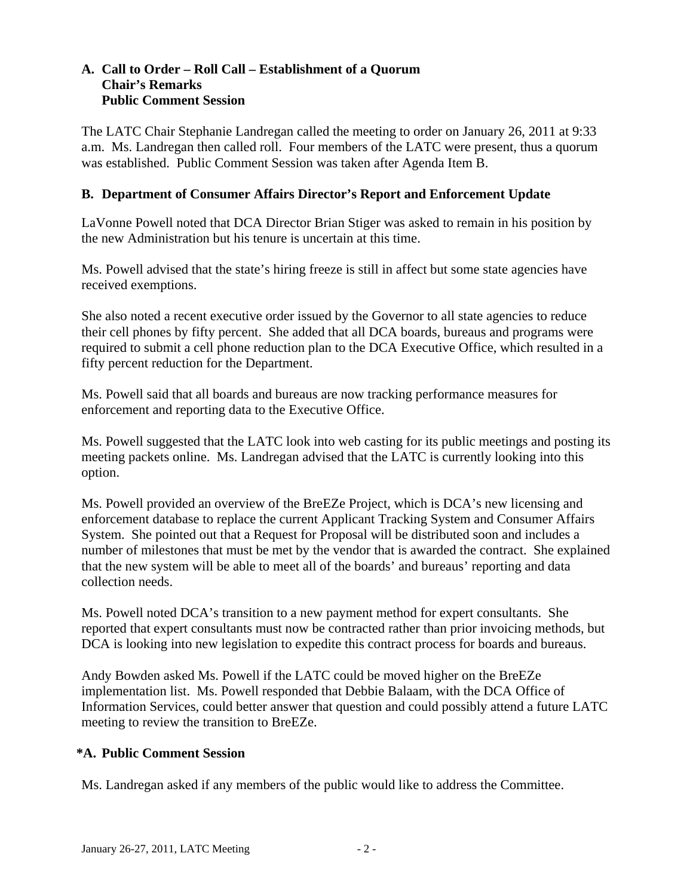## A. Call to Order – Roll Call – Establishment of a Quorum
## Chair's Remarks
## Public Comment Session

The LATC Chair Stephanie Landregan called the meeting to order on January 26, 2011 at 9:33 a.m. Ms. Landregan then called roll. Four members of the LATC were present, thus a quorum was established. Public Comment Session was taken after Agenda Item B.

## B. Department of Consumer Affairs Director's Report and Enforcement Update

LaVonne Powell noted that DCA Director Brian Stiger was asked to remain in his position by the new Administration but his tenure is uncertain at this time.

Ms. Powell advised that the state's hiring freeze is still in affect but some state agencies have received exemptions.

She also noted a recent executive order issued by the Governor to all state agencies to reduce their cell phones by fifty percent. She added that all DCA boards, bureaus and programs were required to submit a cell phone reduction plan to the DCA Executive Office, which resulted in a fifty percent reduction for the Department.

Ms. Powell said that all boards and bureaus are now tracking performance measures for enforcement and reporting data to the Executive Office.

Ms. Powell suggested that the LATC look into web casting for its public meetings and posting its meeting packets online. Ms. Landregan advised that the LATC is currently looking into this option.

Ms. Powell provided an overview of the BreEZe Project, which is DCA's new licensing and enforcement database to replace the current Applicant Tracking System and Consumer Affairs System. She pointed out that a Request for Proposal will be distributed soon and includes a number of milestones that must be met by the vendor that is awarded the contract. She explained that the new system will be able to meet all of the boards' and bureaus' reporting and data collection needs.

Ms. Powell noted DCA's transition to a new payment method for expert consultants. She reported that expert consultants must now be contracted rather than prior invoicing methods, but DCA is looking into new legislation to expedite this contract process for boards and bureaus.

Andy Bowden asked Ms. Powell if the LATC could be moved higher on the BreEZe implementation list. Ms. Powell responded that Debbie Balaam, with the DCA Office of Information Services, could better answer that question and could possibly attend a future LATC meeting to review the transition to BreEZe.

## *A. Public Comment Session

Ms. Landregan asked if any members of the public would like to address the Committee.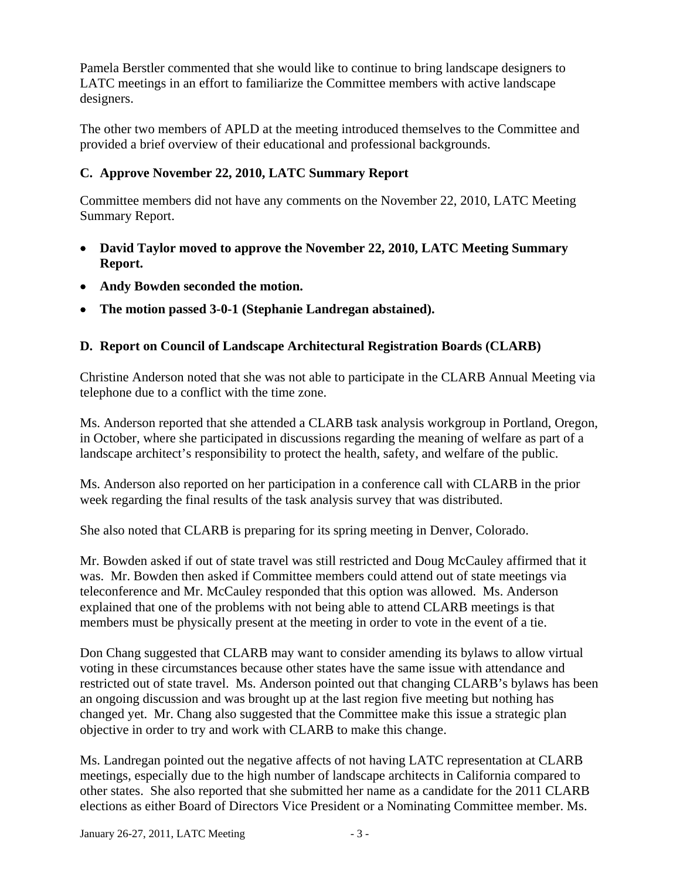Pamela Berstler commented that she would like to continue to bring landscape designers to LATC meetings in an effort to familiarize the Committee members with active landscape designers.

The other two members of APLD at the meeting introduced themselves to the Committee and provided a brief overview of their educational and professional backgrounds.

### C. Approve November 22, 2010, LATC Summary Report

Committee members did not have any comments on the November 22, 2010, LATC Meeting Summary Report.

- **David Taylor moved to approve the November 22, 2010, LATC Meeting Summary Report.**
- **Andy Bowden seconded the motion.**
- **The motion passed 3-0-1 (Stephanie Landregan abstained).**

### D. Report on Council of Landscape Architectural Registration Boards (CLARB)

Christine Anderson noted that she was not able to participate in the CLARB Annual Meeting via telephone due to a conflict with the time zone.

Ms. Anderson reported that she attended a CLARB task analysis workgroup in Portland, Oregon, in October, where she participated in discussions regarding the meaning of welfare as part of a landscape architect's responsibility to protect the health, safety, and welfare of the public.

Ms. Anderson also reported on her participation in a conference call with CLARB in the prior week regarding the final results of the task analysis survey that was distributed.

She also noted that CLARB is preparing for its spring meeting in Denver, Colorado.

Mr. Bowden asked if out of state travel was still restricted and Doug McCauley affirmed that it was. Mr. Bowden then asked if Committee members could attend out of state meetings via teleconference and Mr. McCauley responded that this option was allowed. Ms. Anderson explained that one of the problems with not being able to attend CLARB meetings is that members must be physically present at the meeting in order to vote in the event of a tie.

Don Chang suggested that CLARB may want to consider amending its bylaws to allow virtual voting in these circumstances because other states have the same issue with attendance and restricted out of state travel. Ms. Anderson pointed out that changing CLARB's bylaws has been an ongoing discussion and was brought up at the last region five meeting but nothing has changed yet. Mr. Chang also suggested that the Committee make this issue a strategic plan objective in order to try and work with CLARB to make this change.

Ms. Landregan pointed out the negative affects of not having LATC representation at CLARB meetings, especially due to the high number of landscape architects in California compared to other states. She also reported that she submitted her name as a candidate for the 2011 CLARB elections as either Board of Directors Vice President or a Nominating Committee member. Ms.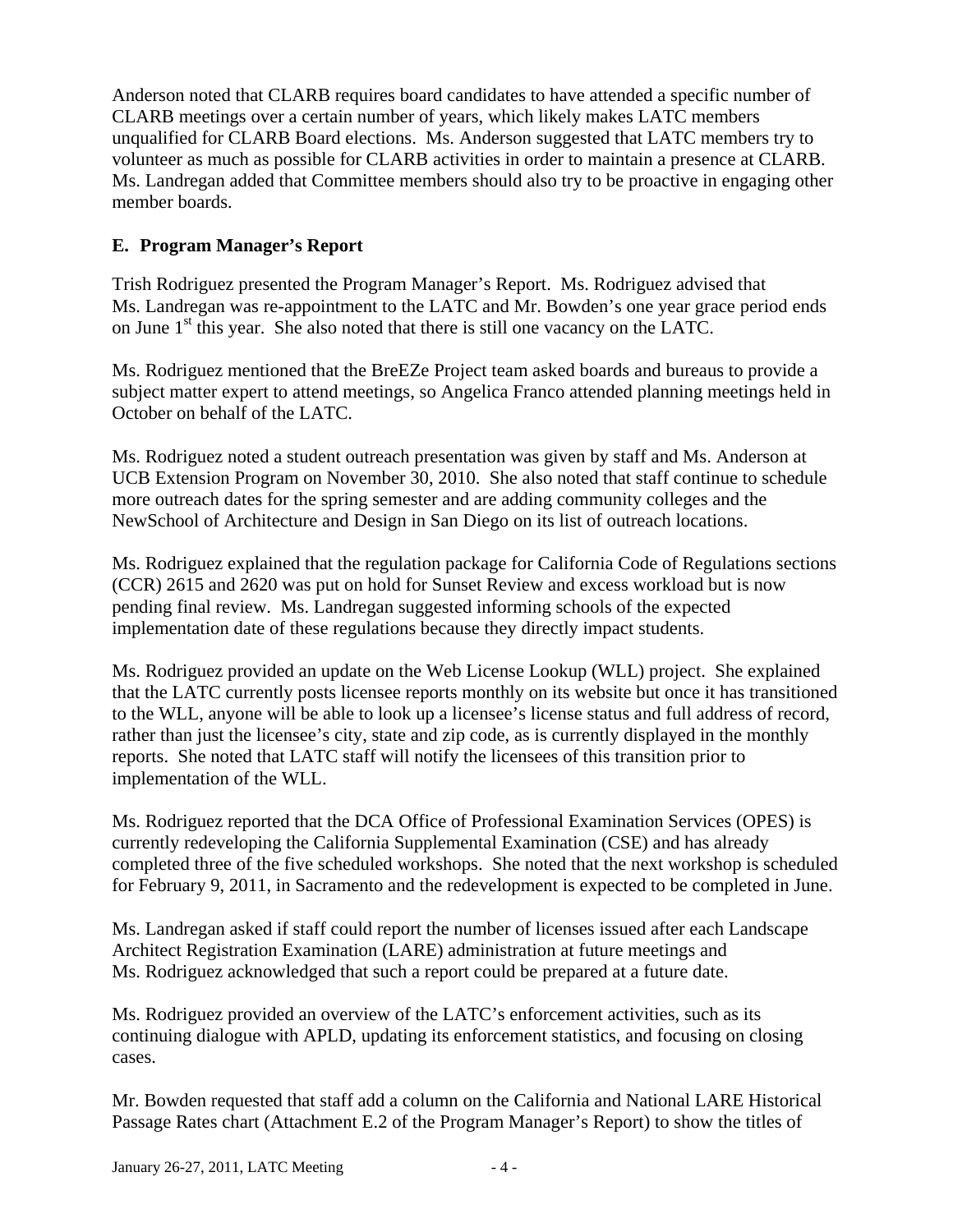Anderson noted that CLARB requires board candidates to have attended a specific number of CLARB meetings over a certain number of years, which likely makes LATC members unqualified for CLARB Board elections. Ms. Anderson suggested that LATC members try to volunteer as much as possible for CLARB activities in order to maintain a presence at CLARB. Ms. Landregan added that Committee members should also try to be proactive in engaging other member boards.

**E. Program Manager's Report**

Trish Rodriguez presented the Program Manager's Report. Ms. Rodriguez advised that Ms. Landregan was re-appointment to the LATC and Mr. Bowden's one year grace period ends on June 1st this year. She also noted that there is still one vacancy on the LATC.

Ms. Rodriguez mentioned that the BreEZe Project team asked boards and bureaus to provide a subject matter expert to attend meetings, so Angelica Franco attended planning meetings held in October on behalf of the LATC.

Ms. Rodriguez noted a student outreach presentation was given by staff and Ms. Anderson at UCB Extension Program on November 30, 2010. She also noted that staff continue to schedule more outreach dates for the spring semester and are adding community colleges and the NewSchool of Architecture and Design in San Diego on its list of outreach locations.

Ms. Rodriguez explained that the regulation package for California Code of Regulations sections (CCR) 2615 and 2620 was put on hold for Sunset Review and excess workload but is now pending final review. Ms. Landregan suggested informing schools of the expected implementation date of these regulations because they directly impact students.

Ms. Rodriguez provided an update on the Web License Lookup (WLL) project. She explained that the LATC currently posts licensee reports monthly on its website but once it has transitioned to the WLL, anyone will be able to look up a licensee's license status and full address of record, rather than just the licensee's city, state and zip code, as is currently displayed in the monthly reports. She noted that LATC staff will notify the licensees of this transition prior to implementation of the WLL.

Ms. Rodriguez reported that the DCA Office of Professional Examination Services (OPES) is currently redeveloping the California Supplemental Examination (CSE) and has already completed three of the five scheduled workshops. She noted that the next workshop is scheduled for February 9, 2011, in Sacramento and the redevelopment is expected to be completed in June.

Ms. Landregan asked if staff could report the number of licenses issued after each Landscape Architect Registration Examination (LARE) administration at future meetings and Ms. Rodriguez acknowledged that such a report could be prepared at a future date.

Ms. Rodriguez provided an overview of the LATC's enforcement activities, such as its continuing dialogue with APLD, updating its enforcement statistics, and focusing on closing cases.

Mr. Bowden requested that staff add a column on the California and National LARE Historical Passage Rates chart (Attachment E.2 of the Program Manager's Report) to show the titles of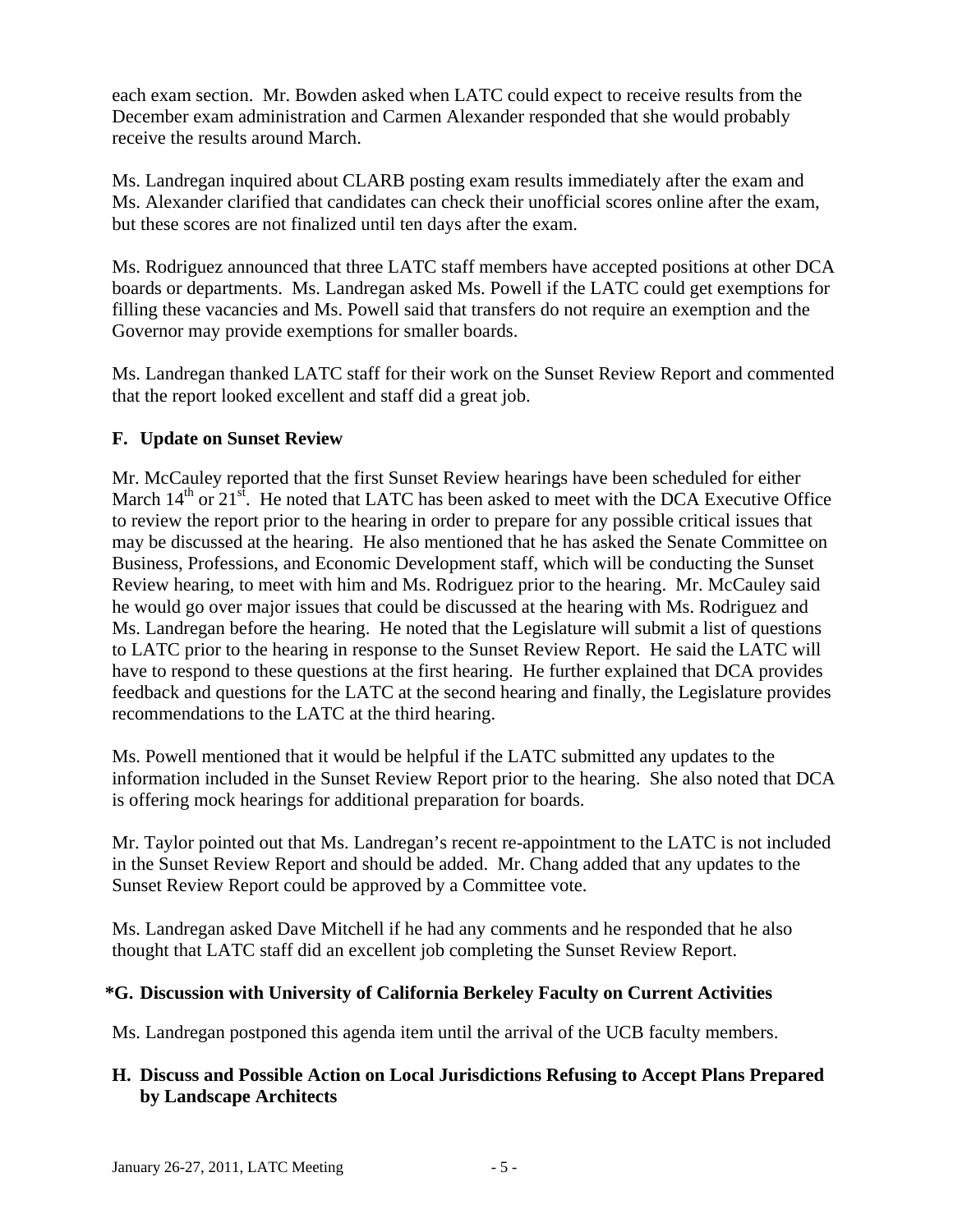each exam section. Mr. Bowden asked when LATC could expect to receive results from the December exam administration and Carmen Alexander responded that she would probably receive the results around March.

Ms. Landregan inquired about CLARB posting exam results immediately after the exam and Ms. Alexander clarified that candidates can check their unofficial scores online after the exam, but these scores are not finalized until ten days after the exam.

Ms. Rodriguez announced that three LATC staff members have accepted positions at other DCA boards or departments. Ms. Landregan asked Ms. Powell if the LATC could get exemptions for filling these vacancies and Ms. Powell said that transfers do not require an exemption and the Governor may provide exemptions for smaller boards.

Ms. Landregan thanked LATC staff for their work on the Sunset Review Report and commented that the report looked excellent and staff did a great job.

### F. Update on Sunset Review

Mr. McCauley reported that the first Sunset Review hearings have been scheduled for either March 14th or 21st. He noted that LATC has been asked to meet with the DCA Executive Office to review the report prior to the hearing in order to prepare for any possible critical issues that may be discussed at the hearing. He also mentioned that he has asked the Senate Committee on Business, Professions, and Economic Development staff, which will be conducting the Sunset Review hearing, to meet with him and Ms. Rodriguez prior to the hearing. Mr. McCauley said he would go over major issues that could be discussed at the hearing with Ms. Rodriguez and Ms. Landregan before the hearing. He noted that the Legislature will submit a list of questions to LATC prior to the hearing in response to the Sunset Review Report. He said the LATC will have to respond to these questions at the first hearing. He further explained that DCA provides feedback and questions for the LATC at the second hearing and finally, the Legislature provides recommendations to the LATC at the third hearing.

Ms. Powell mentioned that it would be helpful if the LATC submitted any updates to the information included in the Sunset Review Report prior to the hearing. She also noted that DCA is offering mock hearings for additional preparation for boards.

Mr. Taylor pointed out that Ms. Landregan's recent re-appointment to the LATC is not included in the Sunset Review Report and should be added. Mr. Chang added that any updates to the Sunset Review Report could be approved by a Committee vote.

Ms. Landregan asked Dave Mitchell if he had any comments and he responded that he also thought that LATC staff did an excellent job completing the Sunset Review Report.

### *G. Discussion with University of California Berkeley Faculty on Current Activities

Ms. Landregan postponed this agenda item until the arrival of the UCB faculty members.

### H. Discuss and Possible Action on Local Jurisdictions Refusing to Accept Plans Prepared by Landscape Architects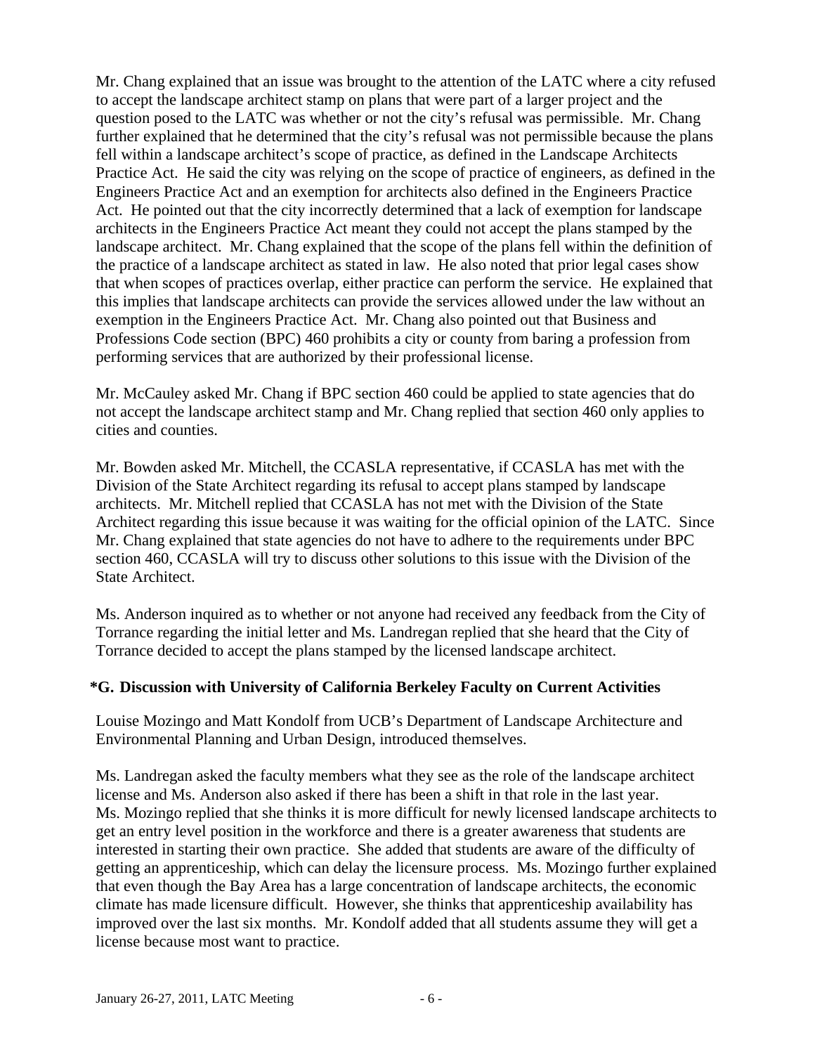Mr. Chang explained that an issue was brought to the attention of the LATC where a city refused to accept the landscape architect stamp on plans that were part of a larger project and the question posed to the LATC was whether or not the city's refusal was permissible. Mr. Chang further explained that he determined that the city's refusal was not permissible because the plans fell within a landscape architect's scope of practice, as defined in the Landscape Architects Practice Act. He said the city was relying on the scope of practice of engineers, as defined in the Engineers Practice Act and an exemption for architects also defined in the Engineers Practice Act. He pointed out that the city incorrectly determined that a lack of exemption for landscape architects in the Engineers Practice Act meant they could not accept the plans stamped by the landscape architect. Mr. Chang explained that the scope of the plans fell within the definition of the practice of a landscape architect as stated in law. He also noted that prior legal cases show that when scopes of practices overlap, either practice can perform the service. He explained that this implies that landscape architects can provide the services allowed under the law without an exemption in the Engineers Practice Act. Mr. Chang also pointed out that Business and Professions Code section (BPC) 460 prohibits a city or county from baring a profession from performing services that are authorized by their professional license.

Mr. McCauley asked Mr. Chang if BPC section 460 could be applied to state agencies that do not accept the landscape architect stamp and Mr. Chang replied that section 460 only applies to cities and counties.

Mr. Bowden asked Mr. Mitchell, the CCASLA representative, if CCASLA has met with the Division of the State Architect regarding its refusal to accept plans stamped by landscape architects. Mr. Mitchell replied that CCASLA has not met with the Division of the State Architect regarding this issue because it was waiting for the official opinion of the LATC. Since Mr. Chang explained that state agencies do not have to adhere to the requirements under BPC section 460, CCASLA will try to discuss other solutions to this issue with the Division of the State Architect.

Ms. Anderson inquired as to whether or not anyone had received any feedback from the City of Torrance regarding the initial letter and Ms. Landregan replied that she heard that the City of Torrance decided to accept the plans stamped by the licensed landscape architect.

### *G. Discussion with University of California Berkeley Faculty on Current Activities

Louise Mozingo and Matt Kondolf from UCB's Department of Landscape Architecture and Environmental Planning and Urban Design, introduced themselves.

Ms. Landregan asked the faculty members what they see as the role of the landscape architect license and Ms. Anderson also asked if there has been a shift in that role in the last year. Ms. Mozingo replied that she thinks it is more difficult for newly licensed landscape architects to get an entry level position in the workforce and there is a greater awareness that students are interested in starting their own practice. She added that students are aware of the difficulty of getting an apprenticeship, which can delay the licensure process. Ms. Mozingo further explained that even though the Bay Area has a large concentration of landscape architects, the economic climate has made licensure difficult. However, she thinks that apprenticeship availability has improved over the last six months. Mr. Kondolf added that all students assume they will get a license because most want to practice.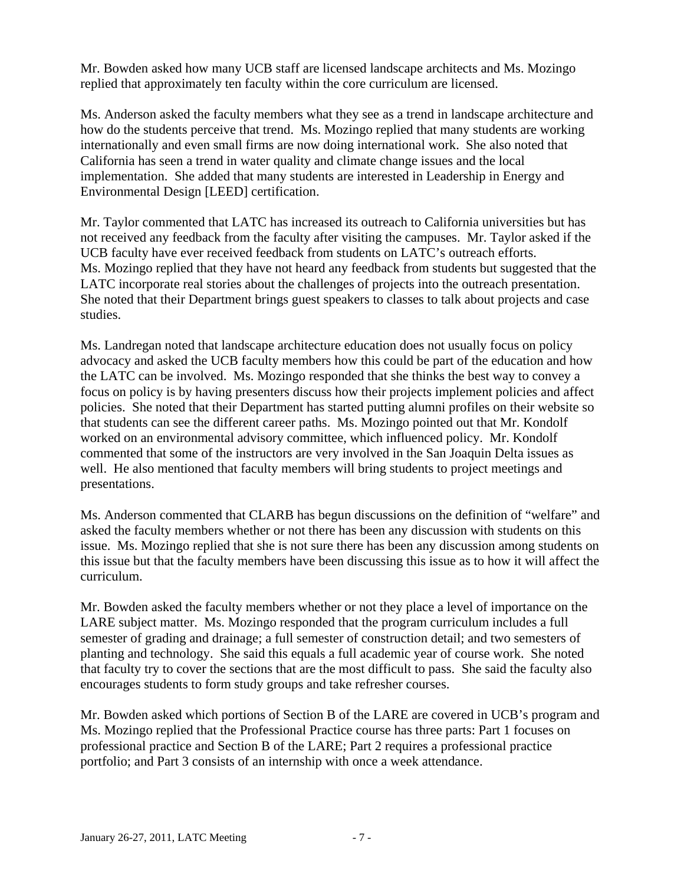Mr. Bowden asked how many UCB staff are licensed landscape architects and Ms. Mozingo replied that approximately ten faculty within the core curriculum are licensed.

Ms. Anderson asked the faculty members what they see as a trend in landscape architecture and how do the students perceive that trend. Ms. Mozingo replied that many students are working internationally and even small firms are now doing international work. She also noted that California has seen a trend in water quality and climate change issues and the local implementation. She added that many students are interested in Leadership in Energy and Environmental Design [LEED] certification.

Mr. Taylor commented that LATC has increased its outreach to California universities but has not received any feedback from the faculty after visiting the campuses. Mr. Taylor asked if the UCB faculty have ever received feedback from students on LATC's outreach efforts. Ms. Mozingo replied that they have not heard any feedback from students but suggested that the LATC incorporate real stories about the challenges of projects into the outreach presentation. She noted that their Department brings guest speakers to classes to talk about projects and case studies.

Ms. Landregan noted that landscape architecture education does not usually focus on policy advocacy and asked the UCB faculty members how this could be part of the education and how the LATC can be involved. Ms. Mozingo responded that she thinks the best way to convey a focus on policy is by having presenters discuss how their projects implement policies and affect policies. She noted that their Department has started putting alumni profiles on their website so that students can see the different career paths. Ms. Mozingo pointed out that Mr. Kondolf worked on an environmental advisory committee, which influenced policy. Mr. Kondolf commented that some of the instructors are very involved in the San Joaquin Delta issues as well. He also mentioned that faculty members will bring students to project meetings and presentations.

Ms. Anderson commented that CLARB has begun discussions on the definition of "welfare" and asked the faculty members whether or not there has been any discussion with students on this issue. Ms. Mozingo replied that she is not sure there has been any discussion among students on this issue but that the faculty members have been discussing this issue as to how it will affect the curriculum.

Mr. Bowden asked the faculty members whether or not they place a level of importance on the LARE subject matter. Ms. Mozingo responded that the program curriculum includes a full semester of grading and drainage; a full semester of construction detail; and two semesters of planting and technology. She said this equals a full academic year of course work. She noted that faculty try to cover the sections that are the most difficult to pass. She said the faculty also encourages students to form study groups and take refresher courses.

Mr. Bowden asked which portions of Section B of the LARE are covered in UCB's program and Ms. Mozingo replied that the Professional Practice course has three parts: Part 1 focuses on professional practice and Section B of the LARE; Part 2 requires a professional practice portfolio; and Part 3 consists of an internship with once a week attendance.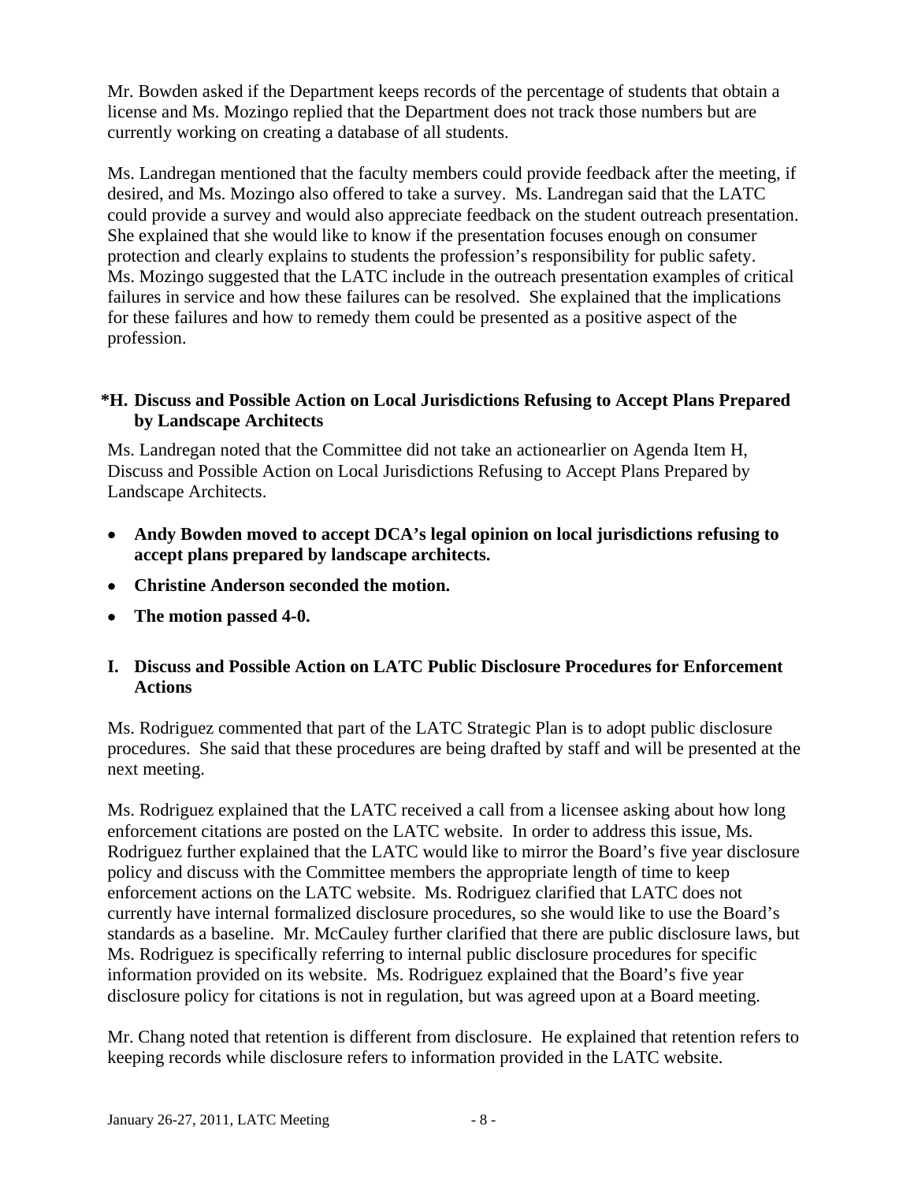Mr. Bowden asked if the Department keeps records of the percentage of students that obtain a license and Ms. Mozingo replied that the Department does not track those numbers but are currently working on creating a database of all students.

Ms. Landregan mentioned that the faculty members could provide feedback after the meeting, if desired, and Ms. Mozingo also offered to take a survey. Ms. Landregan said that the LATC could provide a survey and would also appreciate feedback on the student outreach presentation. She explained that she would like to know if the presentation focuses enough on consumer protection and clearly explains to students the profession's responsibility for public safety. Ms. Mozingo suggested that the LATC include in the outreach presentation examples of critical failures in service and how these failures can be resolved. She explained that the implications for these failures and how to remedy them could be presented as a positive aspect of the profession.

### *H. Discuss and Possible Action on Local Jurisdictions Refusing to Accept Plans Prepared by Landscape Architects

Ms. Landregan noted that the Committee did not take an actionearlier on Agenda Item H, Discuss and Possible Action on Local Jurisdictions Refusing to Accept Plans Prepared by Landscape Architects.

- **Andy Bowden moved to accept DCA's legal opinion on local jurisdictions refusing to accept plans prepared by landscape architects.**
- **Christine Anderson seconded the motion.**
- **The motion passed 4-0.**

### I. Discuss and Possible Action on LATC Public Disclosure Procedures for Enforcement Actions

Ms. Rodriguez commented that part of the LATC Strategic Plan is to adopt public disclosure procedures. She said that these procedures are being drafted by staff and will be presented at the next meeting.

Ms. Rodriguez explained that the LATC received a call from a licensee asking about how long enforcement citations are posted on the LATC website. In order to address this issue, Ms. Rodriguez further explained that the LATC would like to mirror the Board's five year disclosure policy and discuss with the Committee members the appropriate length of time to keep enforcement actions on the LATC website. Ms. Rodriguez clarified that LATC does not currently have internal formalized disclosure procedures, so she would like to use the Board's standards as a baseline. Mr. McCauley further clarified that there are public disclosure laws, but Ms. Rodriguez is specifically referring to internal public disclosure procedures for specific information provided on its website. Ms. Rodriguez explained that the Board's five year disclosure policy for citations is not in regulation, but was agreed upon at a Board meeting.

Mr. Chang noted that retention is different from disclosure. He explained that retention refers to keeping records while disclosure refers to information provided in the LATC website.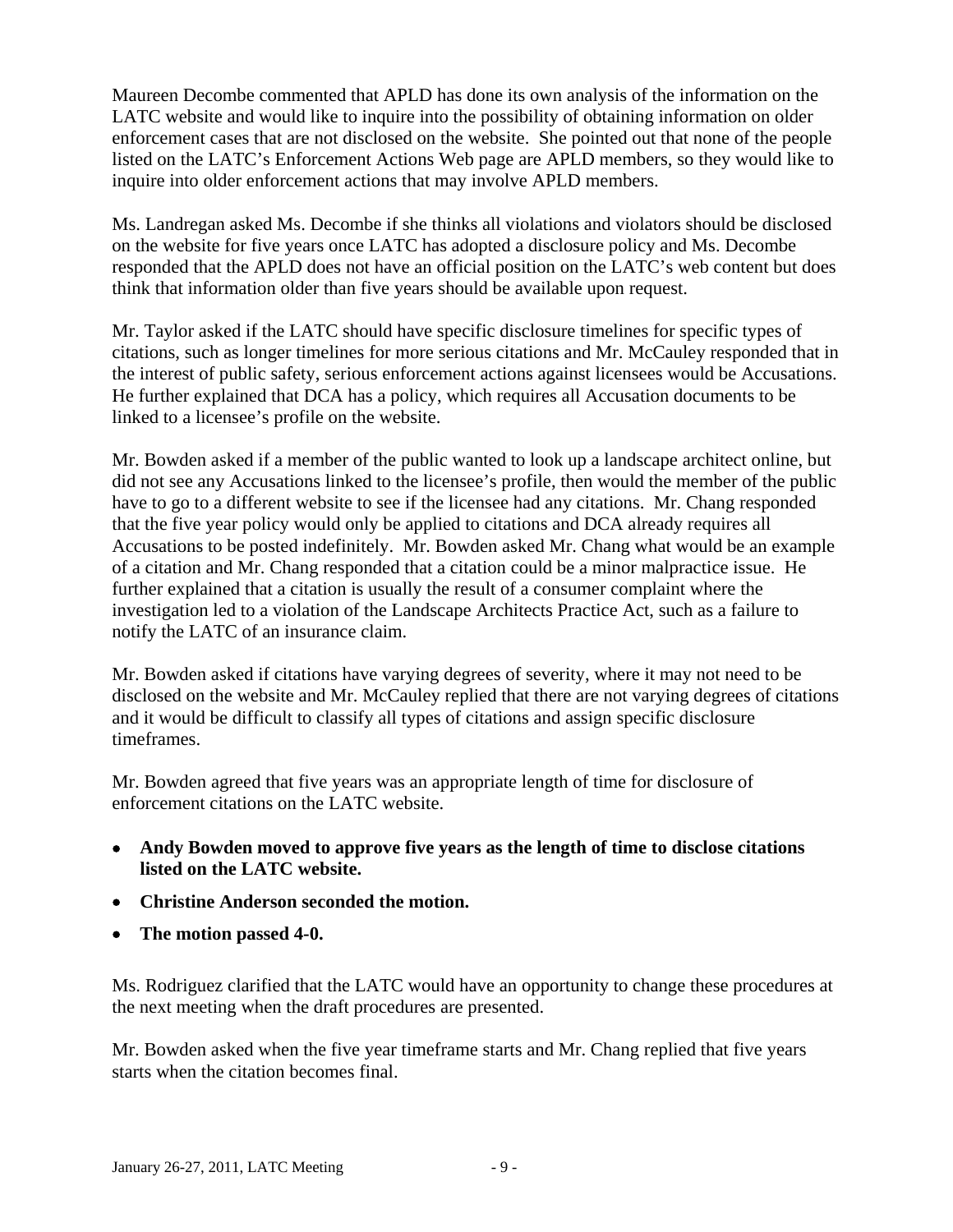Maureen Decombe commented that APLD has done its own analysis of the information on the LATC website and would like to inquire into the possibility of obtaining information on older enforcement cases that are not disclosed on the website. She pointed out that none of the people listed on the LATC's Enforcement Actions Web page are APLD members, so they would like to inquire into older enforcement actions that may involve APLD members.

Ms. Landregan asked Ms. Decombe if she thinks all violations and violators should be disclosed on the website for five years once LATC has adopted a disclosure policy and Ms. Decombe responded that the APLD does not have an official position on the LATC's web content but does think that information older than five years should be available upon request.

Mr. Taylor asked if the LATC should have specific disclosure timelines for specific types of citations, such as longer timelines for more serious citations and Mr. McCauley responded that in the interest of public safety, serious enforcement actions against licensees would be Accusations. He further explained that DCA has a policy, which requires all Accusation documents to be linked to a licensee's profile on the website.

Mr. Bowden asked if a member of the public wanted to look up a landscape architect online, but did not see any Accusations linked to the licensee's profile, then would the member of the public have to go to a different website to see if the licensee had any citations. Mr. Chang responded that the five year policy would only be applied to citations and DCA already requires all Accusations to be posted indefinitely. Mr. Bowden asked Mr. Chang what would be an example of a citation and Mr. Chang responded that a citation could be a minor malpractice issue. He further explained that a citation is usually the result of a consumer complaint where the investigation led to a violation of the Landscape Architects Practice Act, such as a failure to notify the LATC of an insurance claim.

Mr. Bowden asked if citations have varying degrees of severity, where it may not need to be disclosed on the website and Mr. McCauley replied that there are not varying degrees of citations and it would be difficult to classify all types of citations and assign specific disclosure timeframes.

Mr. Bowden agreed that five years was an appropriate length of time for disclosure of enforcement citations on the LATC website.

- **Andy Bowden moved to approve five years as the length of time to disclose citations listed on the LATC website.**
- **Christine Anderson seconded the motion.**
- **The motion passed 4-0.**

Ms. Rodriguez clarified that the LATC would have an opportunity to change these procedures at the next meeting when the draft procedures are presented.

Mr. Bowden asked when the five year timeframe starts and Mr. Chang replied that five years starts when the citation becomes final.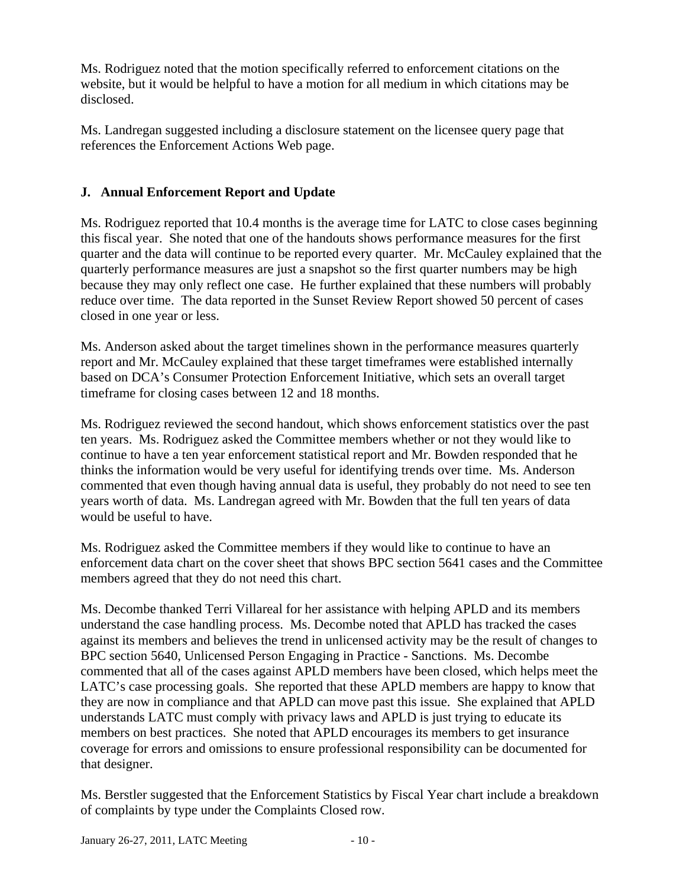Ms. Rodriguez noted that the motion specifically referred to enforcement citations on the website, but it would be helpful to have a motion for all medium in which citations may be disclosed.

Ms. Landregan suggested including a disclosure statement on the licensee query page that references the Enforcement Actions Web page.

## J. Annual Enforcement Report and Update

Ms. Rodriguez reported that 10.4 months is the average time for LATC to close cases beginning this fiscal year. She noted that one of the handouts shows performance measures for the first quarter and the data will continue to be reported every quarter. Mr. McCauley explained that the quarterly performance measures are just a snapshot so the first quarter numbers may be high because they may only reflect one case. He further explained that these numbers will probably reduce over time. The data reported in the Sunset Review Report showed 50 percent of cases closed in one year or less.

Ms. Anderson asked about the target timelines shown in the performance measures quarterly report and Mr. McCauley explained that these target timeframes were established internally based on DCA's Consumer Protection Enforcement Initiative, which sets an overall target timeframe for closing cases between 12 and 18 months.

Ms. Rodriguez reviewed the second handout, which shows enforcement statistics over the past ten years. Ms. Rodriguez asked the Committee members whether or not they would like to continue to have a ten year enforcement statistical report and Mr. Bowden responded that he thinks the information would be very useful for identifying trends over time. Ms. Anderson commented that even though having annual data is useful, they probably do not need to see ten years worth of data. Ms. Landregan agreed with Mr. Bowden that the full ten years of data would be useful to have.

Ms. Rodriguez asked the Committee members if they would like to continue to have an enforcement data chart on the cover sheet that shows BPC section 5641 cases and the Committee members agreed that they do not need this chart.

Ms. Decombe thanked Terri Villareal for her assistance with helping APLD and its members understand the case handling process. Ms. Decombe noted that APLD has tracked the cases against its members and believes the trend in unlicensed activity may be the result of changes to BPC section 5640, Unlicensed Person Engaging in Practice - Sanctions. Ms. Decombe commented that all of the cases against APLD members have been closed, which helps meet the LATC's case processing goals. She reported that these APLD members are happy to know that they are now in compliance and that APLD can move past this issue. She explained that APLD understands LATC must comply with privacy laws and APLD is just trying to educate its members on best practices. She noted that APLD encourages its members to get insurance coverage for errors and omissions to ensure professional responsibility can be documented for that designer.

Ms. Berstler suggested that the Enforcement Statistics by Fiscal Year chart include a breakdown of complaints by type under the Complaints Closed row.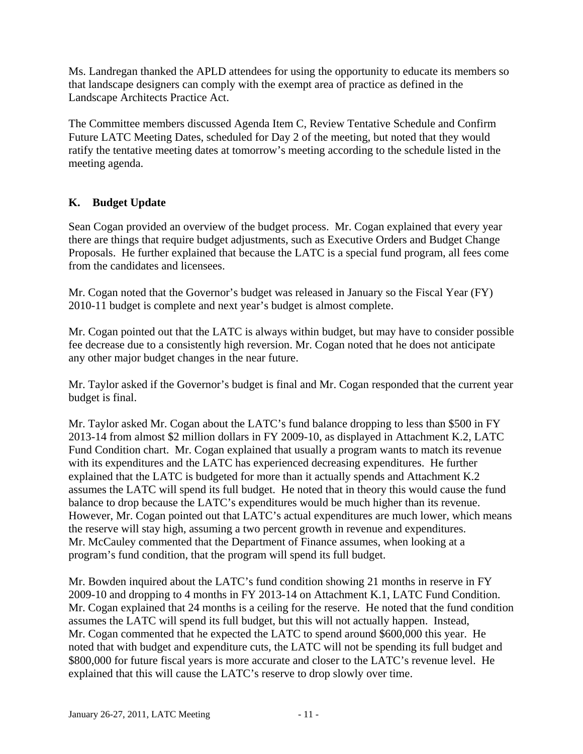Ms. Landregan thanked the APLD attendees for using the opportunity to educate its members so that landscape designers can comply with the exempt area of practice as defined in the Landscape Architects Practice Act.

The Committee members discussed Agenda Item C, Review Tentative Schedule and Confirm Future LATC Meeting Dates, scheduled for Day 2 of the meeting, but noted that they would ratify the tentative meeting dates at tomorrow's meeting according to the schedule listed in the meeting agenda.

## K. Budget Update

Sean Cogan provided an overview of the budget process. Mr. Cogan explained that every year there are things that require budget adjustments, such as Executive Orders and Budget Change Proposals. He further explained that because the LATC is a special fund program, all fees come from the candidates and licensees.

Mr. Cogan noted that the Governor's budget was released in January so the Fiscal Year (FY) 2010-11 budget is complete and next year's budget is almost complete.

Mr. Cogan pointed out that the LATC is always within budget, but may have to consider possible fee decrease due to a consistently high reversion. Mr. Cogan noted that he does not anticipate any other major budget changes in the near future.

Mr. Taylor asked if the Governor's budget is final and Mr. Cogan responded that the current year budget is final.

Mr. Taylor asked Mr. Cogan about the LATC's fund balance dropping to less than $500 in FY 2013-14 from almost $2 million dollars in FY 2009-10, as displayed in Attachment K.2, LATC Fund Condition chart. Mr. Cogan explained that usually a program wants to match its revenue with its expenditures and the LATC has experienced decreasing expenditures. He further explained that the LATC is budgeted for more than it actually spends and Attachment K.2 assumes the LATC will spend its full budget. He noted that in theory this would cause the fund balance to drop because the LATC's expenditures would be much higher than its revenue. However, Mr. Cogan pointed out that LATC's actual expenditures are much lower, which means the reserve will stay high, assuming a two percent growth in revenue and expenditures. Mr. McCauley commented that the Department of Finance assumes, when looking at a program's fund condition, that the program will spend its full budget.

Mr. Bowden inquired about the LATC's fund condition showing 21 months in reserve in FY 2009-10 and dropping to 4 months in FY 2013-14 on Attachment K.1, LATC Fund Condition. Mr. Cogan explained that 24 months is a ceiling for the reserve. He noted that the fund condition assumes the LATC will spend its full budget, but this will not actually happen. Instead, Mr. Cogan commented that he expected the LATC to spend around $600,000 this year. He noted that with budget and expenditure cuts, the LATC will not be spending its full budget and $800,000 for future fiscal years is more accurate and closer to the LATC's revenue level. He explained that this will cause the LATC's reserve to drop slowly over time.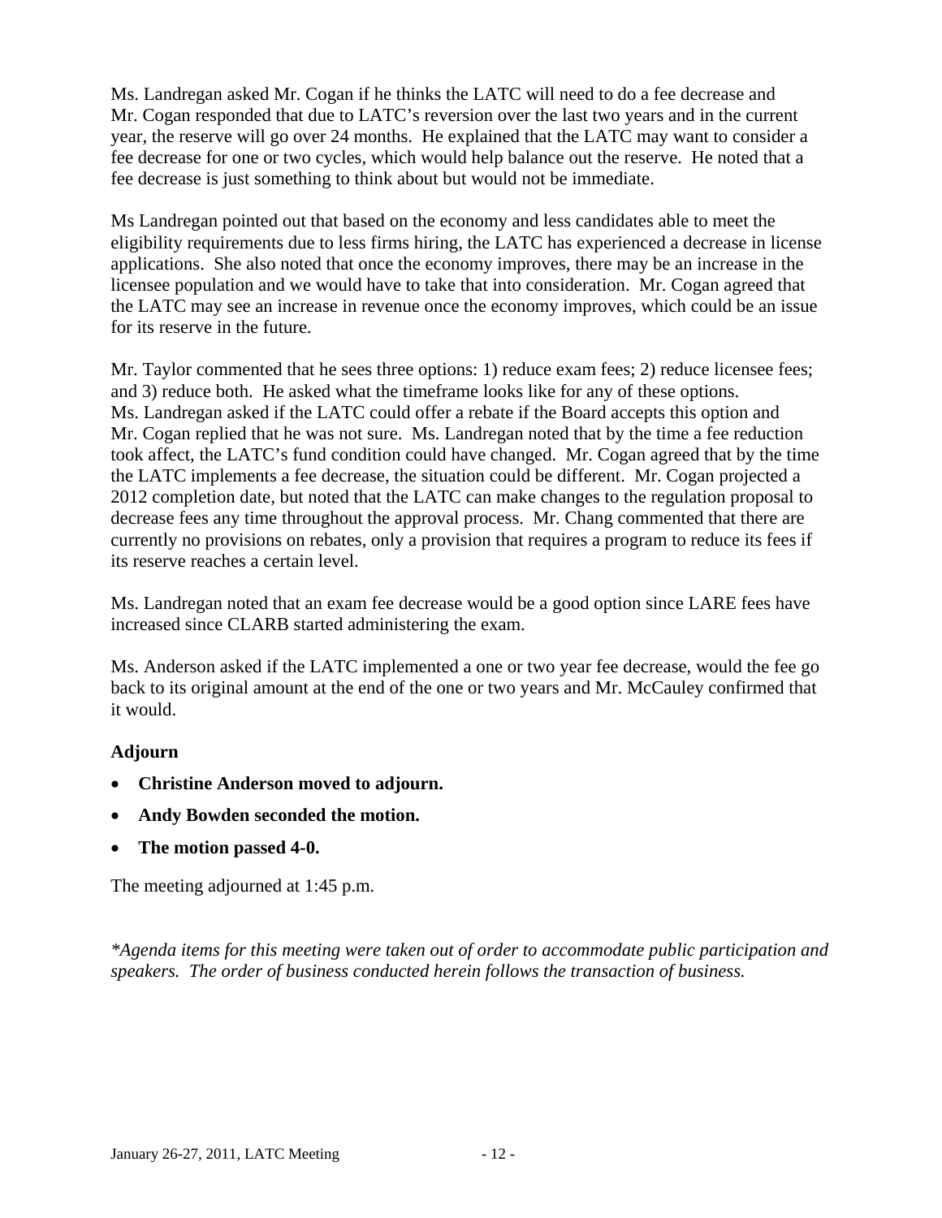Ms. Landregan asked Mr. Cogan if he thinks the LATC will need to do a fee decrease and Mr. Cogan responded that due to LATC's reversion over the last two years and in the current year, the reserve will go over 24 months. He explained that the LATC may want to consider a fee decrease for one or two cycles, which would help balance out the reserve. He noted that a fee decrease is just something to think about but would not be immediate.

Ms Landregan pointed out that based on the economy and less candidates able to meet the eligibility requirements due to less firms hiring, the LATC has experienced a decrease in license applications. She also noted that once the economy improves, there may be an increase in the licensee population and we would have to take that into consideration. Mr. Cogan agreed that the LATC may see an increase in revenue once the economy improves, which could be an issue for its reserve in the future.

Mr. Taylor commented that he sees three options: 1) reduce exam fees; 2) reduce licensee fees; and 3) reduce both. He asked what the timeframe looks like for any of these options. Ms. Landregan asked if the LATC could offer a rebate if the Board accepts this option and Mr. Cogan replied that he was not sure. Ms. Landregan noted that by the time a fee reduction took affect, the LATC's fund condition could have changed. Mr. Cogan agreed that by the time the LATC implements a fee decrease, the situation could be different. Mr. Cogan projected a 2012 completion date, but noted that the LATC can make changes to the regulation proposal to decrease fees any time throughout the approval process. Mr. Chang commented that there are currently no provisions on rebates, only a provision that requires a program to reduce its fees if its reserve reaches a certain level.

Ms. Landregan noted that an exam fee decrease would be a good option since LARE fees have increased since CLARB started administering the exam.

Ms. Anderson asked if the LATC implemented a one or two year fee decrease, would the fee go back to its original amount at the end of the one or two years and Mr. McCauley confirmed that it would.

### Adjourn

- **Christine Anderson moved to adjourn.**
- **Andy Bowden seconded the motion.**
- **The motion passed 4-0.**

The meeting adjourned at 1:45 p.m.

*\*Agenda items for this meeting were taken out of order to accommodate public participation and speakers. The order of business conducted herein follows the transaction of business.*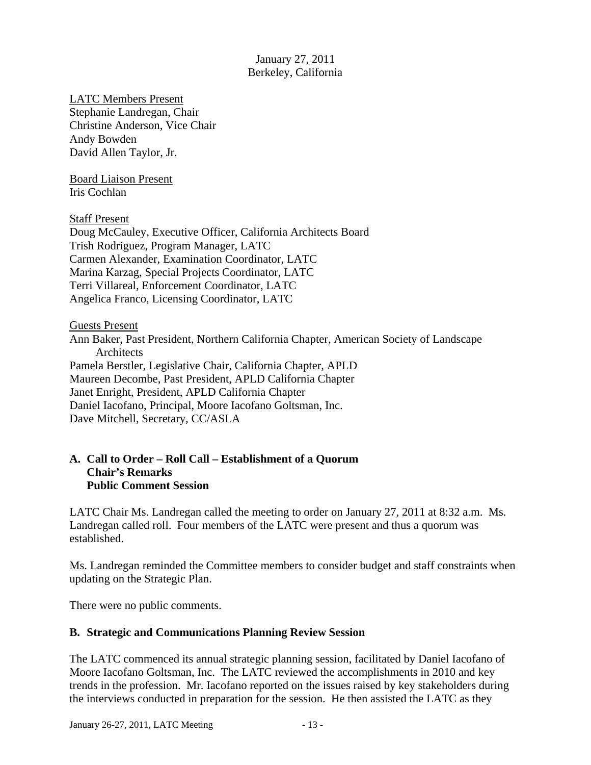January 27, 2011
Berkeley, California

LATC Members Present
Stephanie Landregan, Chair
Christine Anderson, Vice Chair
Andy Bowden
David Allen Taylor, Jr.

Board Liaison Present
Iris Cochlan

Staff Present
Doug McCauley, Executive Officer, California Architects Board
Trish Rodriguez, Program Manager, LATC
Carmen Alexander, Examination Coordinator, LATC
Marina Karzag, Special Projects Coordinator, LATC
Terri Villareal, Enforcement Coordinator, LATC
Angelica Franco, Licensing Coordinator, LATC

Guests Present
Ann Baker, Past President, Northern California Chapter, American Society of Landscape Architects
Pamela Berstler, Legislative Chair, California Chapter, APLD
Maureen Decombe, Past President, APLD California Chapter
Janet Enright, President, APLD California Chapter
Daniel Iacofano, Principal, Moore Iacofano Goltsman, Inc.
Dave Mitchell, Secretary, CC/ASLA

## A. Call to Order – Roll Call – Establishment of a Quorum
**Chair's Remarks**
**Public Comment Session**

LATC Chair Ms. Landregan called the meeting to order on January 27, 2011 at 8:32 a.m. Ms. Landregan called roll. Four members of the LATC were present and thus a quorum was established.

Ms. Landregan reminded the Committee members to consider budget and staff constraints when updating on the Strategic Plan.

There were no public comments.

## B. Strategic and Communications Planning Review Session

The LATC commenced its annual strategic planning session, facilitated by Daniel Iacofano of Moore Iacofano Goltsman, Inc. The LATC reviewed the accomplishments in 2010 and key trends in the profession. Mr. Iacofano reported on the issues raised by key stakeholders during the interviews conducted in preparation for the session. He then assisted the LATC as they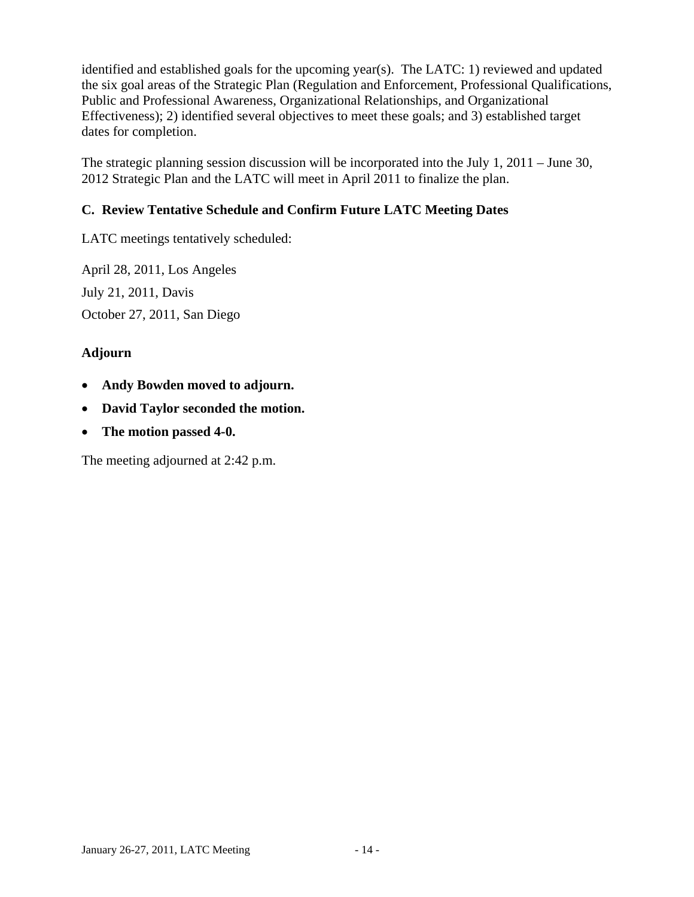identified and established goals for the upcoming year(s). The LATC: 1) reviewed and updated the six goal areas of the Strategic Plan (Regulation and Enforcement, Professional Qualifications, Public and Professional Awareness, Organizational Relationships, and Organizational Effectiveness); 2) identified several objectives to meet these goals; and 3) established target dates for completion.

The strategic planning session discussion will be incorporated into the July 1, 2011 – June 30, 2012 Strategic Plan and the LATC will meet in April 2011 to finalize the plan.

### C. Review Tentative Schedule and Confirm Future LATC Meeting Dates

LATC meetings tentatively scheduled:

April 28, 2011, Los Angeles

July 21, 2011, Davis

October 27, 2011, San Diego

### Adjourn

- **Andy Bowden moved to adjourn.**
- **David Taylor seconded the motion.**
- **The motion passed 4-0.**

The meeting adjourned at 2:42 p.m.